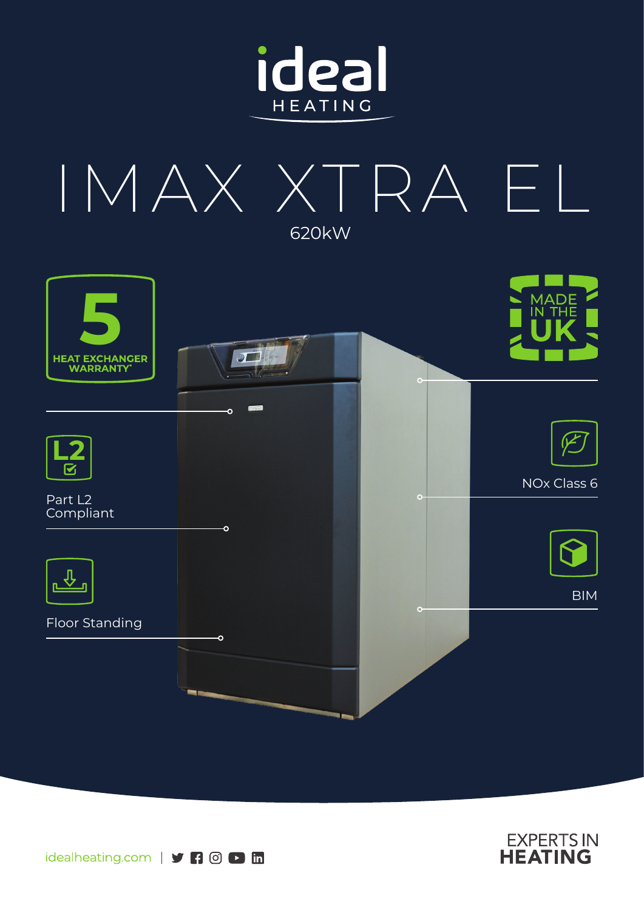ideal HEATING

# IMAX XTRA EL

620kW

5 HEAT EXCHANGER WARRANTY*

MADE IN THE UK

Part L2 Compliant

NOx Class 6

Floor Standing

BIM

idealheating.com

EXPERTS IN HEATING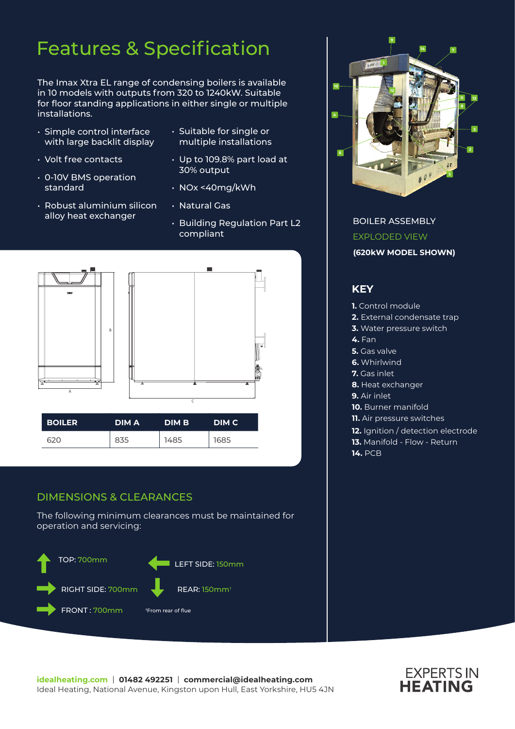# Features & Specification

The Imax Xtra EL range of condensing boilers is available in 10 models with outputs from 320 to 1240kW. Suitable for floor standing applications in either single or multiple installations.

- Simple control interface with large backlit display
- Volt free contacts
- 0-10V BMS operation standard
- Robust aluminium silicon alloy heat exchanger
- Suitable for single or multiple installations
- Up to 109.8% part load at 30% output
- NOx <40mg/kWh
- Natural Gas
- Building Regulation Part L2 compliant

| BOILER | DIM A | DIM B | DIM C |
|---|---|---|---|
| 620 | 835 | 1485 | 1685 |

## DIMENSIONS & CLEARANCES

The following minimum clearances must be maintained for operation and servicing:

- TOP: 700mm
- LEFT SIDE: 150mm
- RIGHT SIDE: 700mm
- REAR: 150mm†
- FRONT : 700mm

†From rear of flue

BOILER ASSEMBLY

EXPLODED VIEW

**(620kW MODEL SHOWN)**

## KEY

**1.** Control module
**2.** External condensate trap
**3.** Water pressure switch
**4.** Fan
**5.** Gas valve
**6.** Whirlwind
**7.** Gas inlet
**8.** Heat exchanger
**9.** Air inlet
**10.** Burner manifold
**11.** Air pressure switches
**12.** Ignition / detection electrode
**13.** Manifold - Flow - Return
**14.** PCB

**idealheating.com** | **01482 492251** | **commercial@idealheating.com**
Ideal Heating, National Avenue, Kingston upon Hull, East Yorkshire, HU5 4JN

EXPERTS IN **HEATING**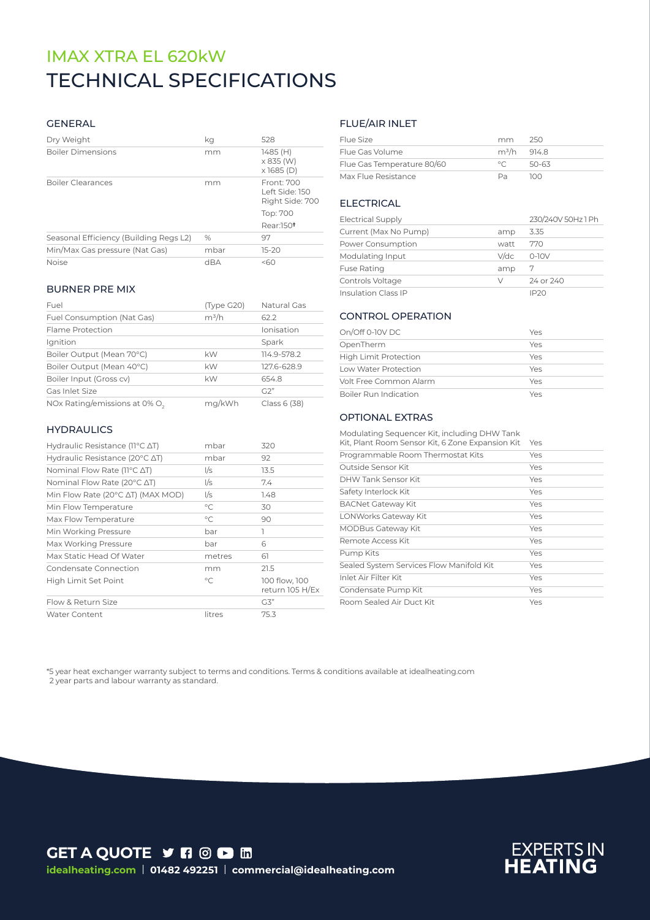# IMAX XTRA EL 620kW

# TECHNICAL SPECIFICATIONS

## GENERAL

| | | |
|---|---|---|
| Dry Weight | kg | 528 |
| Boiler Dimensions | mm | 1485 (H) x 835 (W) x 1685 (D) |
| Boiler Clearances | mm | Front: 700<br>Left Side: 150<br>Right Side: 700<br>Top: 700<br>Rear:150† |
| Seasonal Efficiency (Building Regs L2) | % | 97 |
| Min/Max Gas pressure (Nat Gas) | mbar | 15-20 |
| Noise | dBA | <60 |

## BURNER PRE MIX

| | | |
|---|---|---|
| Fuel | (Type G20) | Natural Gas |
| Fuel Consumption (Nat Gas) | $m^3/h$ | 62.2 |
| Flame Protection | | Ionisation |
| Ignition | | Spark |
| Boiler Output (Mean 70°C) | kW | 114.9-578.2 |
| Boiler Output (Mean 40°C) | kW | 127.6-628.9 |
| Boiler Input (Gross cv) | kW | 654.8 |
| Gas Inlet Size | | G2" |
| NOx Rating/emissions at 0% $O_2$ | mg/kWh | Class 6 (38) |

## HYDRAULICS

| | | |
|---|---|---|
| Hydraulic Resistance (11°C ΔT) | mbar | 320 |
| Hydraulic Resistance (20°C ΔT) | mbar | 92 |
| Nominal Flow Rate (11°C ΔT) | l/s | 13.5 |
| Nominal Flow Rate (20°C ΔT) | l/s | 7.4 |
| Min Flow Rate (20°C ΔT) (MAX MOD) | l/s | 1.48 |
| Min Flow Temperature | °C | 30 |
| Max Flow Temperature | °C | 90 |
| Min Working Pressure | bar | 1 |
| Max Working Pressure | bar | 6 |
| Max Static Head Of Water | metres | 61 |
| Condensate Connection | mm | 21.5 |
| High Limit Set Point | °C | 100 flow, 100 return 105 H/Ex |
| Flow & Return Size | | G3" |
| Water Content | litres | 75.3 |

## FLUE/AIR INLET

| | | |
|---|---|---|
| Flue Size | mm | 250 |
| Flue Gas Volume | $m^3/h$ | 914.8 |
| Flue Gas Temperature 80/60 | °C | 50-63 |
| Max Flue Resistance | Pa | 100 |

## ELECTRICAL

| | | |
|---|---|---|
| Electrical Supply | | 230/240V 50Hz 1 Ph |
| Current (Max No Pump) | amp | 3.35 |
| Power Consumption | watt | 770 |
| Modulating Input | V/dc | 0-10V |
| Fuse Rating | amp | 7 |
| Controls Voltage | V | 24 or 240 |
| Insulation Class IP | | IP20 |

## CONTROL OPERATION

| | |
|---|---|
| On/Off 0-10V DC | Yes |
| OpenTherm | Yes |
| High Limit Protection | Yes |
| Low Water Protection | Yes |
| Volt Free Common Alarm | Yes |
| Boiler Run Indication | Yes |

## OPTIONAL EXTRAS

| | |
|---|---|
| Modulating Sequencer Kit, including DHW Tank Kit, Plant Room Sensor Kit, 6 Zone Expansion Kit | Yes |
| Programmable Room Thermostat Kits | Yes |
| Outside Sensor Kit | Yes |
| DHW Tank Sensor Kit | Yes |
| Safety Interlock Kit | Yes |
| BACNet Gateway Kit | Yes |
| LONWorks Gateway Kit | Yes |
| MODBus Gateway Kit | Yes |
| Remote Access Kit | Yes |
| Pump Kits | Yes |
| Sealed System Services Flow Manifold Kit | Yes |
| Inlet Air Filter Kit | Yes |
| Condensate Pump Kit | Yes |
| Room Sealed Air Duct Kit | Yes |

*5 year heat exchanger warranty subject to terms and conditions. Terms & conditions available at idealheating.com
2 year parts and labour warranty as standard.

**GET A QUOTE**

**idealheating.com** | **01482 492251** | **commercial@idealheating.com**

**EXPERTS IN HEATING**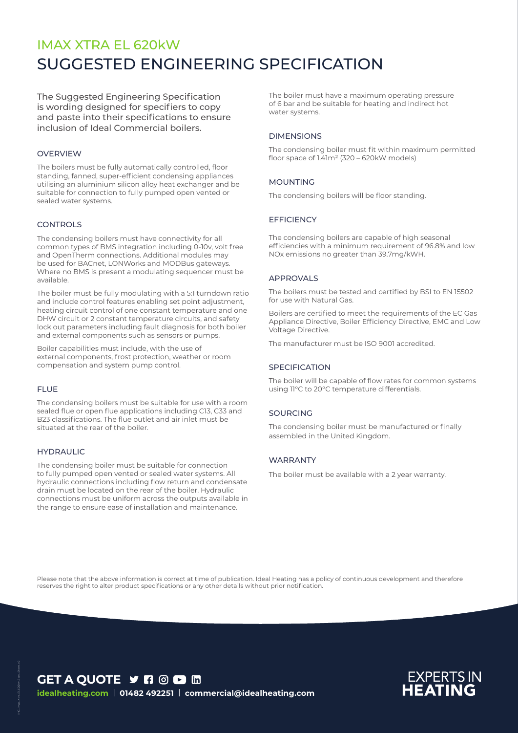# IMAX XTRA EL 620kW

# SUGGESTED ENGINEERING SPECIFICATION

The Suggested Engineering Specification is wording designed for specifiers to copy and paste into their specifications to ensure inclusion of Ideal Commercial boilers.

## OVERVIEW

The boilers must be fully automatically controlled, floor standing, fanned, super-efficient condensing appliances utilising an aluminium silicon alloy heat exchanger and be suitable for connection to fully pumped open vented or sealed water systems.

## CONTROLS

The condensing boilers must have connectivity for all common types of BMS integration including 0-10v, volt free and OpenTherm connections. Additional modules may be used for BACnet, LONWorks and MODBus gateways. Where no BMS is present a modulating sequencer must be available.

The boiler must be fully modulating with a 5:1 turndown ratio and include control features enabling set point adjustment, heating circuit control of one constant temperature and one DHW circuit or 2 constant temperature circuits, and safety lock out parameters including fault diagnosis for both boiler and external components such as sensors or pumps.

Boiler capabilities must include, with the use of external components, frost protection, weather or room compensation and system pump control.

## FLUE

The condensing boilers must be suitable for use with a room sealed flue or open flue applications including C13, C33 and B23 classifications. The flue outlet and air inlet must be situated at the rear of the boiler.

## HYDRAULIC

The condensing boiler must be suitable for connection to fully pumped open vented or sealed water systems. All hydraulic connections including flow return and condensate drain must be located on the rear of the boiler. Hydraulic connections must be uniform across the outputs available in the range to ensure ease of installation and maintenance.

The boiler must have a maximum operating pressure of 6 bar and be suitable for heating and indirect hot water systems.

## DIMENSIONS

The condensing boiler must fit within maximum permitted floor space of 1.41m² (320 – 620kW models)

## MOUNTING

The condensing boilers will be floor standing.

## EFFICIENCY

The condensing boilers are capable of high seasonal efficiencies with a minimum requirement of 96.8% and low NOx emissions no greater than 39.7mg/kWH.

## APPROVALS

The boilers must be tested and certified by BSI to EN 15502 for use with Natural Gas.

Boilers are certified to meet the requirements of the EC Gas Appliance Directive, Boiler Efficiency Directive, EMC and Low Voltage Directive.

The manufacturer must be ISO 9001 accredited.

## SPECIFICATION

The boiler will be capable of flow rates for common systems using 11°C to 20°C temperature differentials.

## SOURCING

The condensing boiler must be manufactured or finally assembled in the United Kingdom.

## WARRANTY

The boiler must be available with a 2 year warranty.

Please note that the above information is correct at time of publication. Ideal Heating has a policy of continuous development and therefore reserves the right to alter product specifications or any other details without prior notification.

**GET A QUOTE**

**idealheating.com** | **01482 492251** | **commercial@idealheating.com**

**EXPERTS IN HEATING**